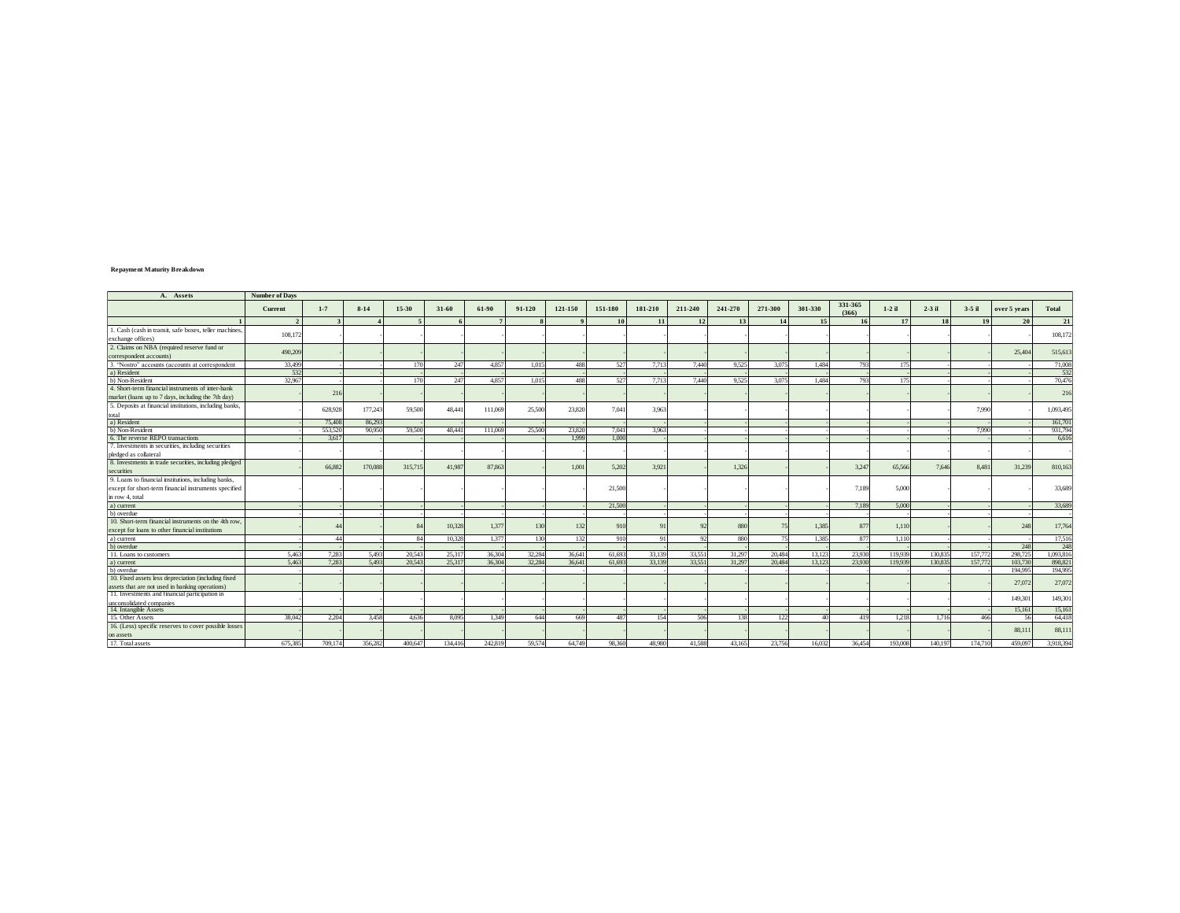**Repayment Maturity Breakdown**

| A. Assets | Number of Days | | | | | | | | | | | | | | | | | | | |
|---|---|---|---|---|---|---|---|---|---|---|---|---|---|---|---|---|---|---|---|---|
| | Current | 1-7 | 8-14 | 15-30 | 31-60 | 61-90 | 91-120 | 121-150 | 151-180 | 181-210 | 211-240 | 241-270 | 271-300 | 301-330 | 331-365 (366) | 1-2 il | 2-3 il | 3-5 il | over 5 years | Total |
| 1 | 2 | 3 | 4 | 5 | 6 | 7 | 8 | 9 | 10 | 11 | 12 | 13 | 14 | 15 | 16 | 17 | 18 | 19 | 20 | 21 |
| 1. Cash (cash in transit, safe boxes, teller machines, exchange offices) | 108,172 | - | - | - | - | - | - | - | - | - | - | - | - | - | - | - | - | - | - | 108,172 |
| 2. Claims on NBA (required reserve fund or correspondent accounts) | 490,209 | - | - | - | - | - | - | - | - | - | - | - | - | - | - | - | - | - | 25,404 | 515,613 |
| 3. "Nostro" accounts (accounts at correspondent | 33,499 | - | - | 170 | 247 | 4,857 | 1,015 | 488 | 527 | 7,713 | 7,440 | 9,525 | 3,075 | 1,484 | 793 | 175 | - | - | - | 71,008 |
| a) Resident | 532 | - | - | - | - | - | - | - | - | - | - | - | - | - | - | - | - | - | - | 532 |
| b) Non-Resident | 32,967 | - | - | 170 | 247 | 4,857 | 1,015 | 488 | 527 | 7,713 | 7,440 | 9,525 | 3,075 | 1,484 | 793 | 175 | - | - | - | 70,476 |
| 4. Short-term financial instruments of inter-bank market (loans up to 7 days, including the 7th day) | - | 216 | - | - | - | - | - | - | - | - | - | - | - | - | - | - | - | - | - | 216 |
| 5. Deposits at financial institutions, including banks, total | - | 628,928 | 177,243 | 59,500 | 48,441 | 111,069 | 25,500 | 23,820 | 7,041 | 3,963 | - | - | - | - | - | - | - | 7,990 | - | 1,093,495 |
| a) Resident | - | 75,408 | 86,293 | - | - | - | - | - | - | - | - | - | - | - | - | - | - | - | - | 161,701 |
| b) Non-Resident | - | 553,520 | 90,950 | 59,500 | 48,441 | 111,069 | 25,500 | 23,820 | 7,041 | 3,963 | - | - | - | - | - | - | - | 7,990 | - | 931,794 |
| 6. The reverse REPO transactions | - | 3,617 | - | - | - | - | - | 1,999 | 1,000 | - | - | - | - | - | - | - | - | - | - | 6,616 |
| 7. Investments in securities, including securities pledged as collateral | - | - | - | - | - | - | - | - | - | - | - | - | - | - | - | - | - | - | - | - |
| 8. Investments in trade securities, including pledged securities | - | 66,882 | 170,088 | 315,715 | 41,987 | 87,863 | - | 1,001 | 5,202 | 3,921 | - | 1,326 | - | - | 3,247 | 65,566 | 7,646 | 8,481 | 31,239 | 810,163 |
| 9. Loans to financial institutions, including banks, except for short-term financial instruments specified in row 4, total | - | - | - | - | - | - | - | - | 21,500 | - | - | - | - | - | 7,189 | 5,000 | - | - | - | 33,689 |
| a) current | - | - | - | - | - | - | - | - | 21,500 | - | - | - | - | - | 7,189 | 5,000 | - | - | - | 33,689 |
| b) overdue | - | - | - | - | - | - | - | - | - | - | - | - | - | - | - | - | - | - | - | - |
| 10. Short-term financial instruments on the 4th row, except for loans to other financial institutions | - | 44 | - | 84 | 10,328 | 1,377 | 130 | 132 | 910 | 91 | 92 | 880 | 75 | 1,385 | 877 | 1,110 | - | - | 248 | 17,764 |
| a) current | - | 44 | - | 84 | 10,328 | 1,377 | 130 | 132 | 910 | 91 | 92 | 880 | 75 | 1,385 | 877 | 1,110 | - | - | - | 17,516 |
| b) overdue | - | - | - | - | - | - | - | - | - | - | - | - | - | - | - | - | - | - | 248 | 248 |
| 11. Loans to customers | 5,463 | 7,283 | 5,493 | 20,543 | 25,317 | 36,304 | 32,284 | 36,641 | 61,693 | 33,139 | 33,551 | 31,297 | 20,484 | 13,123 | 23,930 | 119,939 | 130,835 | 157,772 | 298,725 | 1,093,816 |
| a) current | 5,463 | 7,283 | 5,493 | 20,543 | 25,317 | 36,304 | 32,284 | 36,641 | 61,693 | 33,139 | 33,551 | 31,297 | 20,484 | 13,123 | 23,930 | 119,939 | 130,835 | 157,772 | 103,730 | 898,821 |
| b) overdue | - | - | - | - | - | - | - | - | - | - | - | - | - | - | - | - | - | - | 194,995 | 194,995 |
| 10. Fixed assets less depreciation (including fixed assets that are not used in banking operations) | - | - | - | - | - | - | - | - | - | - | - | - | - | - | - | - | - | - | 27,072 | 27,072 |
| 11. Investments and financial participation in unconsolidated companies | - | - | - | - | - | - | - | - | - | - | - | - | - | - | - | - | - | - | 149,301 | 149,301 |
| 14. Intangible Assets | - | - | - | - | - | - | - | - | - | - | - | - | - | - | - | - | - | - | 15,161 | 15,161 |
| 15. Other Assets | 38,042 | 2,204 | 3,458 | 4,636 | 8,095 | 1,349 | 644 | 669 | 487 | 154 | 506 | 138 | 122 | 40 | 419 | 1,218 | 1,716 | 466 | 56 | 64,418 |
| 16. (Less) specific reserves to cover possible losses on assets | - | - | - | - | - | - | - | - | - | - | - | - | - | - | - | - | - | - | 88,111 | 88,111 |
| 17. Total assets | 675,385 | 709,174 | 356,282 | 400,647 | 134,416 | 242,819 | 59,574 | 64,749 | 98,360 | 48,980 | 41,588 | 43,165 | 23,756 | 16,032 | 36,454 | 193,008 | 140,197 | 174,710 | 459,097 | 3,918,394 |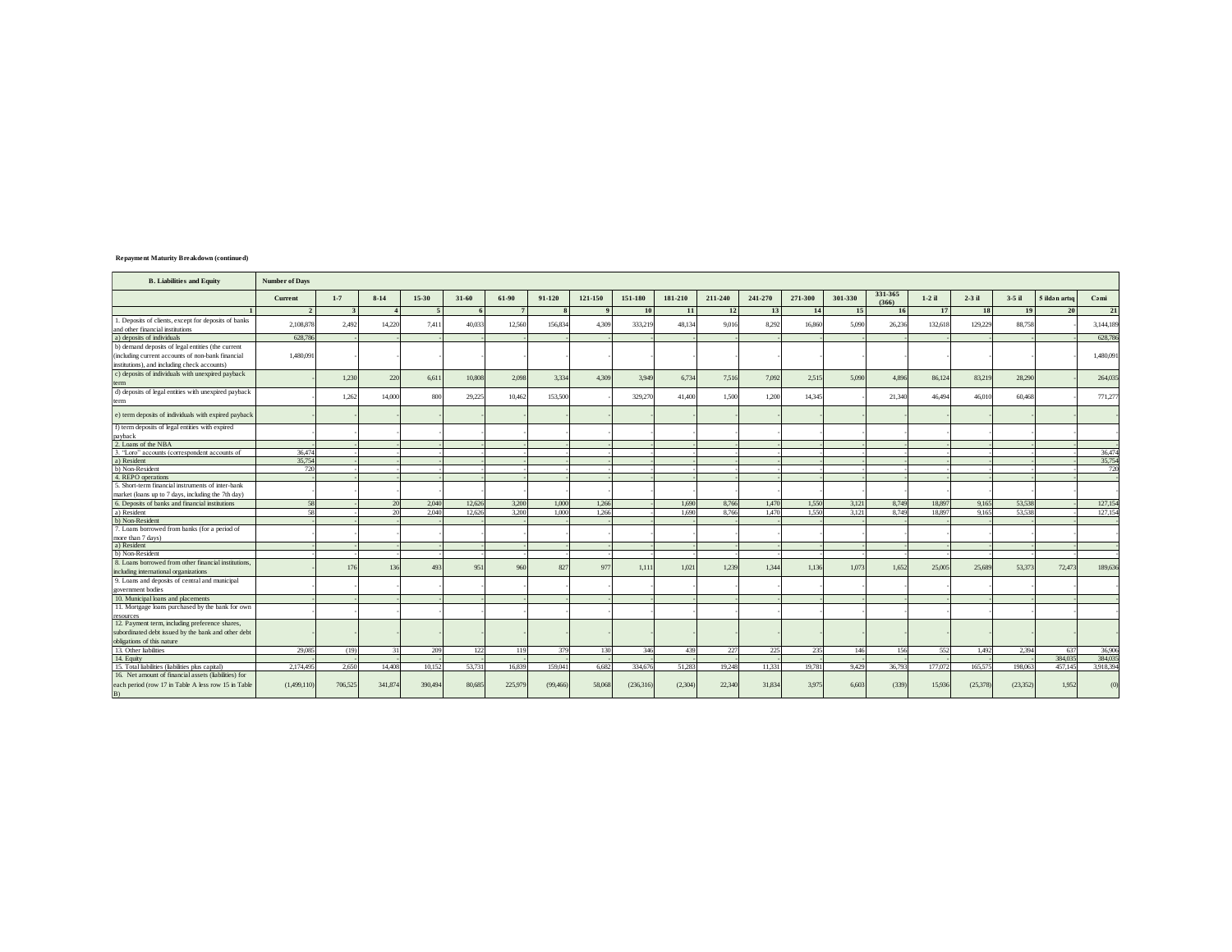**Repayment Maturity Breakdown (continued)**

| B. Liabilities and Equity | Number of Days | | | | | | | | | | | | | | | | | | | |
|---|---|---|---|---|---|---|---|---|---|---|---|---|---|---|---|---|---|---|---|---|
| | Current | 1-7 | 8-14 | 15-30 | 31-60 | 61-90 | 91-120 | 121-150 | 151-180 | 181-210 | 211-240 | 241-270 | 271-300 | 301-330 | 331-365 (366) | 1-2 il | 2-3 il | 3-5 il | 5 ildən artıq | Cəmi |
| 1 | 2 | 3 | 4 | 5 | 6 | 7 | 8 | 9 | 10 | 11 | 12 | 13 | 14 | 15 | 16 | 17 | 18 | 19 | 20 | 21 |
| 1. Deposits of clients, except for deposits of banks and other financial institutions | 2,108,878 | 2,492 | 14,220 | 7,411 | 40,033 | 12,560 | 156,834 | 4,309 | 333,219 | 48,134 | 9,016 | 8,292 | 16,860 | 5,090 | 26,236 | 132,618 | 129,229 | 88,758 | - | 3,144,189 |
| a) deposits of individuals | 628,786 | - | - | - | - | - | - | - | - | - | - | - | - | - | - | - | - | - | - | 628,786 |
| b) demand deposits of legal entities (the current (including current accounts of non-bank financial institutions), and including check accounts) | 1,480,091 | - | - | - | - | - | - | - | - | - | - | - | - | - | - | - | - | - | - | 1,480,091 |
| c) deposits of individuals with unexpired payback term | - | 1,230 | 220 | 6,611 | 10,808 | 2,098 | 3,334 | 4,309 | 3,949 | 6,734 | 7,516 | 7,092 | 2,515 | 5,090 | 4,896 | 86,124 | 83,219 | 28,290 | - | 264,035 |
| d) deposits of legal entities with unexpired payback term | - | 1,262 | 14,000 | 800 | 29,225 | 10,462 | 153,500 | - | 329,270 | 41,400 | 1,500 | 1,200 | 14,345 | - | 21,340 | 46,494 | 46,010 | 60,468 | - | 771,277 |
| e) term deposits of individuals with expired payback | - | - | - | - | - | - | - | - | - | - | - | - | - | - | - | - | - | - | - | - |
| f) term deposits of legal entities with expired payback | - | - | - | - | - | - | - | - | - | - | - | - | - | - | - | - | - | - | - | - |
| 2. Loans of the NBA | - | - | - | - | - | - | - | - | - | - | - | - | - | - | - | - | - | - | - | - |
| 3. "Loro" accounts (correspondent accounts of | 36,474 | - | - | - | - | - | - | - | - | - | - | - | - | - | - | - | - | - | - | 36,474 |
| a) Resident | 35,754 | - | - | - | - | - | - | - | - | - | - | - | - | - | - | - | - | - | - | 35,754 |
| b) Non-Resident | 720 | - | - | - | - | - | - | - | - | - | - | - | - | - | - | - | - | - | - | 720 |
| 4. REPO operations | - | - | - | - | - | - | - | - | - | - | - | - | - | - | - | - | - | - | - | - |
| 5. Short-term financial instruments of inter-bank market (loans up to 7 days, including the 7th day) | - | - | - | - | - | - | - | - | - | - | - | - | - | - | - | - | - | - | - | - |
| 6. Deposits of banks and financial institutions | 58 | - | 20 | 2,040 | 12,626 | 3,200 | 1,000 | 1,266 | - | 1,690 | 8,766 | 1,470 | 1,550 | 3,121 | 8,749 | 18,897 | 9,165 | 53,538 | - | 127,154 |
| a) Resident | 58 | - | 20 | 2,040 | 12,626 | 3,200 | 1,000 | 1,266 | - | 1,690 | 8,766 | 1,470 | 1,550 | 3,121 | 8,749 | 18,897 | 9,165 | 53,538 | - | 127,154 |
| b) Non-Resident | - | - | - | - | - | - | - | - | - | - | - | - | - | - | - | - | - | - | - | - |
| 7. Loans borrowed from banks (for a period of more than 7 days) | - | - | - | - | - | - | - | - | - | - | - | - | - | - | - | - | - | - | - | - |
| a) Resident | - | - | - | - | - | - | - | - | - | - | - | - | - | - | - | - | - | - | - | - |
| b) Non-Resident | - | - | - | - | - | - | - | - | - | - | - | - | - | - | - | - | - | - | - | - |
| 8. Loans borrowed from other financial institutions, including international organizations | - | 176 | 136 | 493 | 951 | 960 | 827 | 977 | 1,111 | 1,021 | 1,239 | 1,344 | 1,136 | 1,073 | 1,652 | 25,005 | 25,689 | 53,373 | 72,473 | 189,636 |
| 9. Loans and deposits of central and municipal government bodies | - | - | - | - | - | - | - | - | - | - | - | - | - | - | - | - | - | - | - | - |
| 10. Municipal loans and placements | - | - | - | - | - | - | - | - | - | - | - | - | - | - | - | - | - | - | - | - |
| 11. Mortgage loans purchased by the bank for own resources | - | - | - | - | - | - | - | - | - | - | - | - | - | - | - | - | - | - | - | - |
| 12. Payment term, including preference shares, subordinated debt issued by the bank and other debt obligations of this nature | - | - | - | - | - | - | - | - | - | - | - | - | - | - | - | - | - | - | - | - |
| 13. Other liabilities | 29,085 | (19) | 31 | 209 | 122 | 119 | 379 | 130 | 346 | 439 | 227 | 225 | 235 | 146 | 156 | 552 | 1,492 | 2,394 | 637 | 36,906 |
| 14. Equity | - | - | - | - | - | - | - | - | - | - | - | - | - | - | - | - | - | - | 384,035 | 384,035 |
| 15. Total liabilities (liabilities plus capital) | 2,174,495 | 2,650 | 14,408 | 10,152 | 53,731 | 16,839 | 159,041 | 6,682 | 334,676 | 51,283 | 19,248 | 11,331 | 19,781 | 9,429 | 36,793 | 177,072 | 165,575 | 198,063 | 457,145 | 3,918,394 |
| 16. Net amount of financial assets (liabilities) for each period (row 17 in Table A less row 15 in Table B) | (1,499,110) | 706,525 | 341,874 | 390,494 | 80,685 | 225,979 | (99,466) | 58,068 | (236,316) | (2,304) | 22,340 | 31,834 | 3,975 | 6,603 | (339) | 15,936 | (25,378) | (23,352) | 1,952 | (0) |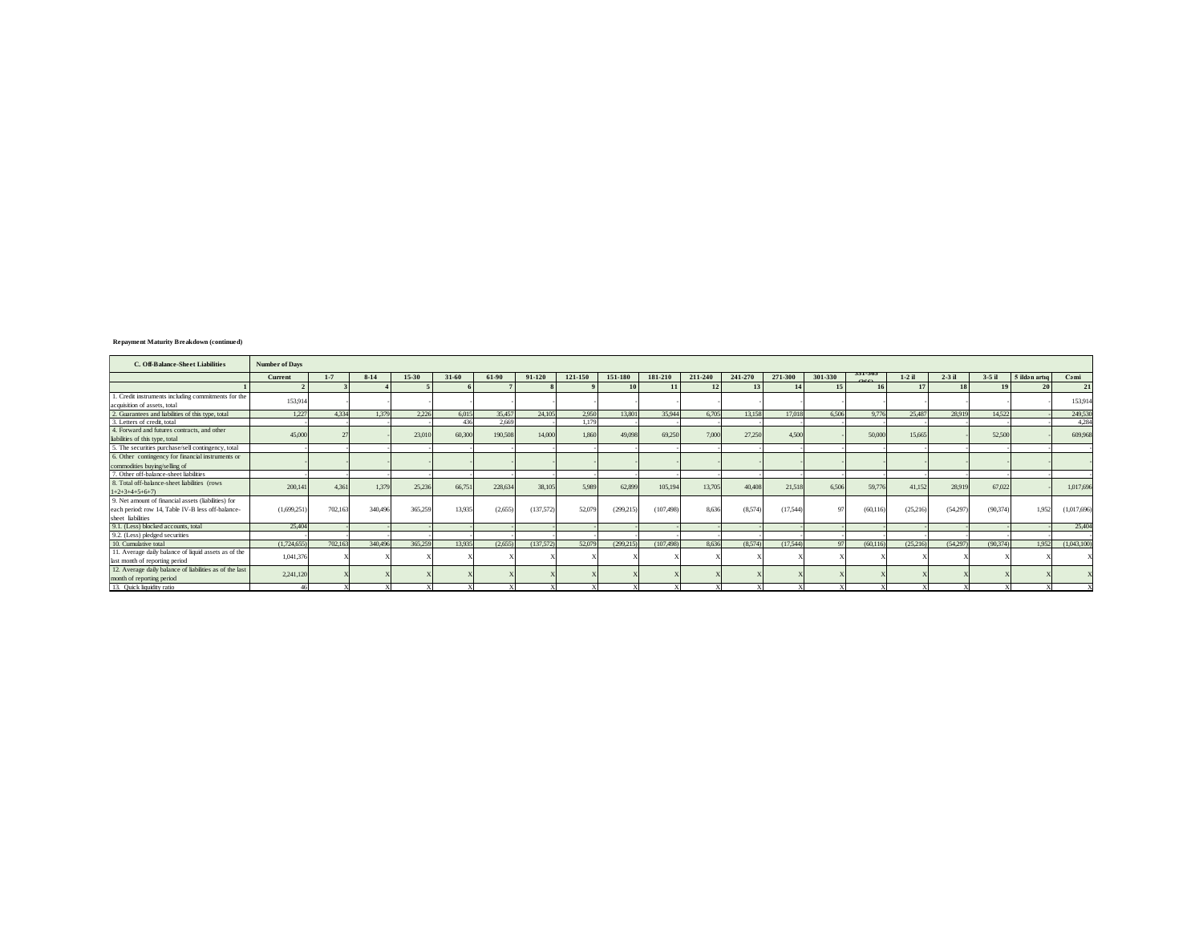**Repayment Maturity Breakdown (continued)**

| C. Off-Balance-Sheet Liabilities | Number of Days | | | | | | | | | | | | | | | | | | | |
|---|---|---|---|---|---|---|---|---|---|---|---|---|---|---|---|---|---|---|---|---|
| | Current | 1-7 | 8-14 | 15-30 | 31-60 | 61-90 | 91-120 | 121-150 | 151-180 | 181-210 | 211-240 | 241-270 | 271-300 | 301-330 | 331-365 (366) | 1-2 il | 2-3 il | 3-5 il | 5 ildən artıq | Cəmi |
| 1 | 2 | 3 | 4 | 5 | 6 | 7 | 8 | 9 | 10 | 11 | 12 | 13 | 14 | 15 | 16 | 17 | 18 | 19 | 20 | 21 |
| 1. Credit instruments including commitments for the acquisition of assets, total | 153,914 | - | - | - | - | - | - | - | - | - | - | - | - | - | - | - | - | - | - | 153,914 |
| 2. Guarantees and liabilities of this type, total | 1,227 | 4,334 | 1,379 | 2,226 | 6,015 | 35,457 | 24,105 | 2,950 | 13,801 | 35,944 | 6,705 | 13,158 | 17,018 | 6,506 | 9,776 | 25,487 | 28,919 | 14,522 | - | 249,530 |
| 3. Letters of credit, total | - | - | - | - | 436 | 2,669 | - | 1,179 | - | - | - | - | - | - | - | - | - | - | - | 4,284 |
| 4. Forward and futures contracts, and other liabilities of this type, total | 45,000 | 27 | - | 23,010 | 60,300 | 190,508 | 14,000 | 1,860 | 49,098 | 69,250 | 7,000 | 27,250 | 4,500 | - | 50,000 | 15,665 | - | 52,500 | - | 609,968 |
| 5. The securities purchase/sell contingency, total | - | - | - | - | - | - | - | - | - | - | - | - | - | - | - | - | - | - | - | - |
| 6. Other contingency for financial instruments or commodities buying/selling of | - | - | - | - | - | - | - | - | - | - | - | - | - | - | - | - | - | - | - | - |
| 7. Other off-balance-sheet liabilities | - | - | - | - | - | - | - | - | - | - | - | - | - | - | - | - | - | - | - | - |
| 8. Total off-balance-sheet liabilities (rows 1+2+3+4+5+6+7) | 200,141 | 4,361 | 1,379 | 25,236 | 66,751 | 228,634 | 38,105 | 5,989 | 62,899 | 105,194 | 13,705 | 40,408 | 21,518 | 6,506 | 59,776 | 41,152 | 28,919 | 67,022 | - | 1,017,696 |
| 9. Net amount of financial assets (liabilities) for each period: row 14, Table IV-B less off-balance-sheet liabilities | (1,699,251) | 702,163 | 340,496 | 365,259 | 13,935 | (2,655) | (137,572) | 52,079 | (299,215) | (107,498) | 8,636 | (8,574) | (17,544) | 97 | (60,116) | (25,216) | (54,297) | (90,374) | 1,952 | (1,017,696) |
| 9.1. (Less) blocked accounts, total | 25,404 | - | - | - | - | - | - | - | - | - | - | - | - | - | - | - | - | - | - | 25,404 |
| 9.2. (Less) pledged securities | - | - | - | - | - | - | - | - | - | - | - | - | - | - | - | - | - | - | - | - |
| 10. Cumulative total | (1,724,655) | 702,163 | 340,496 | 365,259 | 13,935 | (2,655) | (137,572) | 52,079 | (299,215) | (107,498) | 8,636 | (8,574) | (17,544) | 97 | (60,116) | (25,216) | (54,297) | (90,374) | 1,952 | (1,043,100) |
| 11. Average daily balance of liquid assets as of the last month of reporting period | 1,041,376 | X | X | X | X | X | X | X | X | X | X | X | X | X | X | X | X | X | X | X |
| 12. Average daily balance of liabilities as of the last month of reporting period | 2,241,120 | X | X | X | X | X | X | X | X | X | X | X | X | X | X | X | X | X | X | X |
| 13. Quick liquidity ratio | 46 | X | X | X | X | X | X | X | X | X | X | X | X | X | X | X | X | X | X | X |